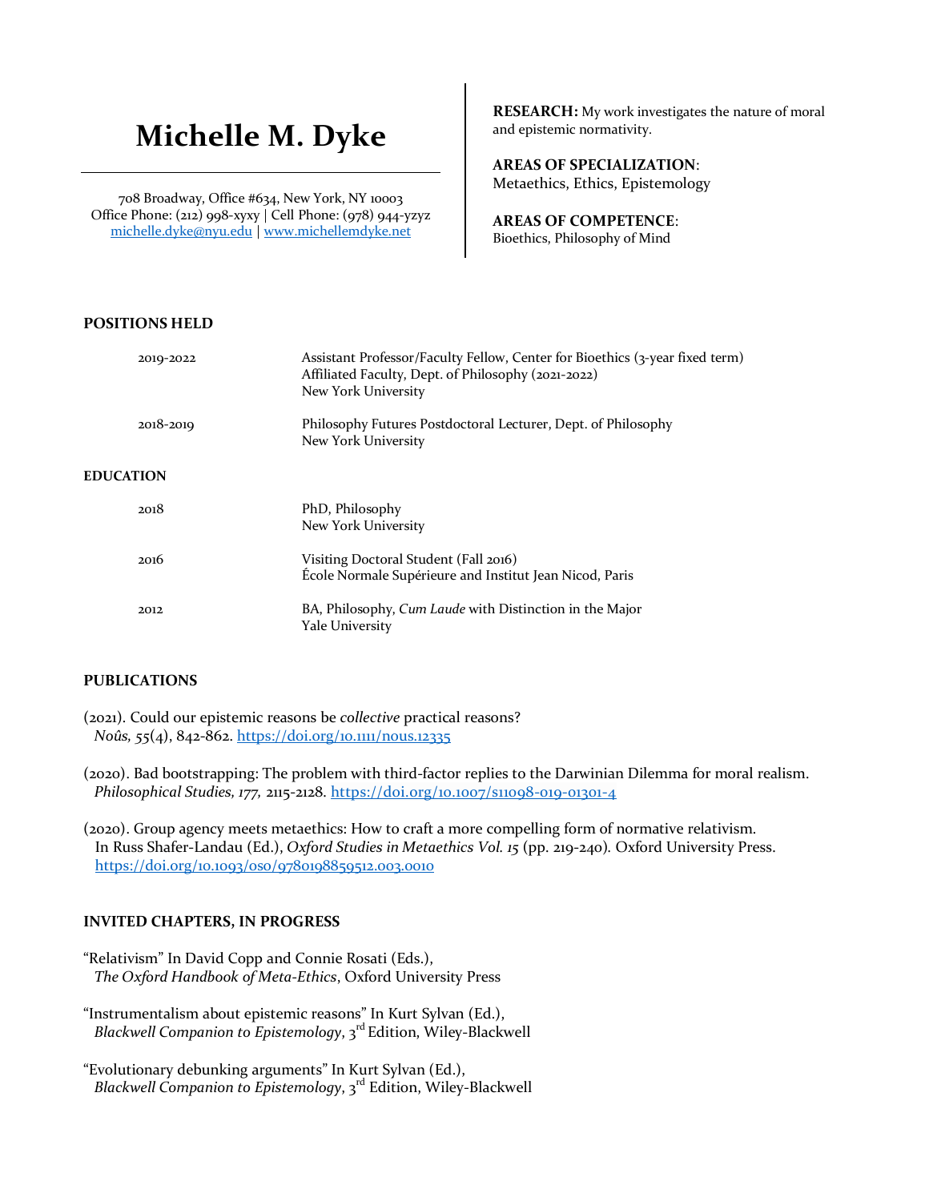# Michelle M. Dyke

708 Broadway, Office #634, New York, NY 10003
Office Phone: (212) 998-xyxy | Cell Phone: (978) 944-yzyz
michelle.dyke@nyu.edu | www.michellemdyke.net

**RESEARCH:** My work investigates the nature of moral and epistemic normativity.

**AREAS OF SPECIALIZATION**:
Metaethics, Ethics, Epistemology

**AREAS OF COMPETENCE**:
Bioethics, Philosophy of Mind

## POSITIONS HELD

| | |
|---|---|
| 2019-2022 | Assistant Professor/Faculty Fellow, Center for Bioethics (3-year fixed term)<br>Affiliated Faculty, Dept. of Philosophy (2021-2022)<br>New York University |
| 2018-2019 | Philosophy Futures Postdoctoral Lecturer, Dept. of Philosophy<br>New York University |

## EDUCATION

| | |
|---|---|
| 2018 | PhD, Philosophy<br>New York University |
| 2016 | Visiting Doctoral Student (Fall 2016)<br>École Normale Supérieure and Institut Jean Nicod, Paris |
| 2012 | BA, Philosophy, *Cum Laude* with Distinction in the Major<br>Yale University |

## PUBLICATIONS

(2021). Could our epistemic reasons be *collective* practical reasons?
*Noûs, 55*(4), 842-862. https://doi.org/10.1111/nous.12335

(2020). Bad bootstrapping: The problem with third-factor replies to the Darwinian Dilemma for moral realism.
*Philosophical Studies, 177,* 2115-2128. https://doi.org/10.1007/s11098-019-01301-4

(2020). Group agency meets metaethics: How to craft a more compelling form of normative relativism.
In Russ Shafer-Landau (Ed.), *Oxford Studies in Metaethics Vol. 15* (pp. 219-240). Oxford University Press.
https://doi.org/10.1093/oso/9780198859512.003.0010

## INVITED CHAPTERS, IN PROGRESS

"Relativism" In David Copp and Connie Rosati (Eds.),
*The Oxford Handbook of Meta-Ethics*, Oxford University Press

"Instrumentalism about epistemic reasons" In Kurt Sylvan (Ed.),
*Blackwell Companion to Epistemology*, 3rd Edition, Wiley-Blackwell

"Evolutionary debunking arguments" In Kurt Sylvan (Ed.),
*Blackwell Companion to Epistemology*, 3rd Edition, Wiley-Blackwell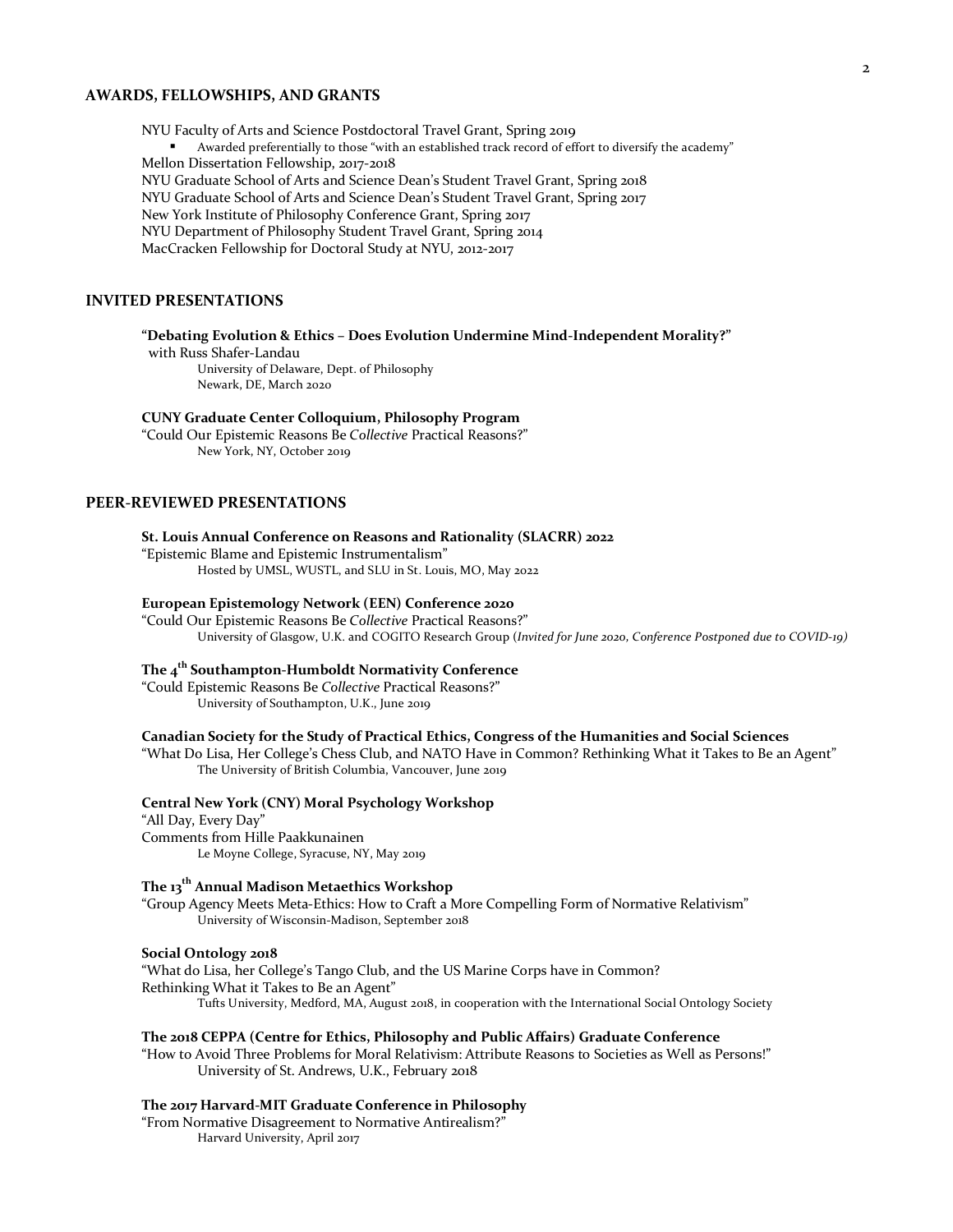## AWARDS, FELLOWSHIPS, AND GRANTS

NYU Faculty of Arts and Science Postdoctoral Travel Grant, Spring 2019

- Awarded preferentially to those "with an established track record of effort to diversify the academy"

Mellon Dissertation Fellowship, 2017-2018
NYU Graduate School of Arts and Science Dean's Student Travel Grant, Spring 2018
NYU Graduate School of Arts and Science Dean's Student Travel Grant, Spring 2017
New York Institute of Philosophy Conference Grant, Spring 2017
NYU Department of Philosophy Student Travel Grant, Spring 2014
MacCracken Fellowship for Doctoral Study at NYU, 2012-2017

## INVITED PRESENTATIONS

**"Debating Evolution & Ethics – Does Evolution Undermine Mind-Independent Morality?"**
with Russ Shafer-Landau
University of Delaware, Dept. of Philosophy
Newark, DE, March 2020

**CUNY Graduate Center Colloquium, Philosophy Program**
"Could Our Epistemic Reasons Be *Collective* Practical Reasons?"
New York, NY, October 2019

## PEER-REVIEWED PRESENTATIONS

**St. Louis Annual Conference on Reasons and Rationality (SLACRR) 2022**
"Epistemic Blame and Epistemic Instrumentalism"
Hosted by UMSL, WUSTL, and SLU in St. Louis, MO, May 2022

**European Epistemology Network (EEN) Conference 2020**
"Could Our Epistemic Reasons Be *Collective* Practical Reasons?"
University of Glasgow, U.K. and COGITO Research Group (*Invited for June 2020, Conference Postponed due to COVID-19)*

**The 4th Southampton-Humboldt Normativity Conference**
"Could Epistemic Reasons Be *Collective* Practical Reasons?"
University of Southampton, U.K., June 2019

**Canadian Society for the Study of Practical Ethics, Congress of the Humanities and Social Sciences**
"What Do Lisa, Her College's Chess Club, and NATO Have in Common? Rethinking What it Takes to Be an Agent"
The University of British Columbia, Vancouver, June 2019

**Central New York (CNY) Moral Psychology Workshop**
"All Day, Every Day"
Comments from Hille Paakkunainen
Le Moyne College, Syracuse, NY, May 2019

**The 13th Annual Madison Metaethics Workshop**
"Group Agency Meets Meta-Ethics: How to Craft a More Compelling Form of Normative Relativism"
University of Wisconsin-Madison, September 2018

**Social Ontology 2018**
"What do Lisa, her College's Tango Club, and the US Marine Corps have in Common?
Rethinking What it Takes to Be an Agent"
Tufts University, Medford, MA, August 2018, in cooperation with the International Social Ontology Society

**The 2018 CEPPA (Centre for Ethics, Philosophy and Public Affairs) Graduate Conference**
"How to Avoid Three Problems for Moral Relativism: Attribute Reasons to Societies as Well as Persons!"
University of St. Andrews, U.K., February 2018

**The 2017 Harvard-MIT Graduate Conference in Philosophy**
"From Normative Disagreement to Normative Antirealism?"
Harvard University, April 2017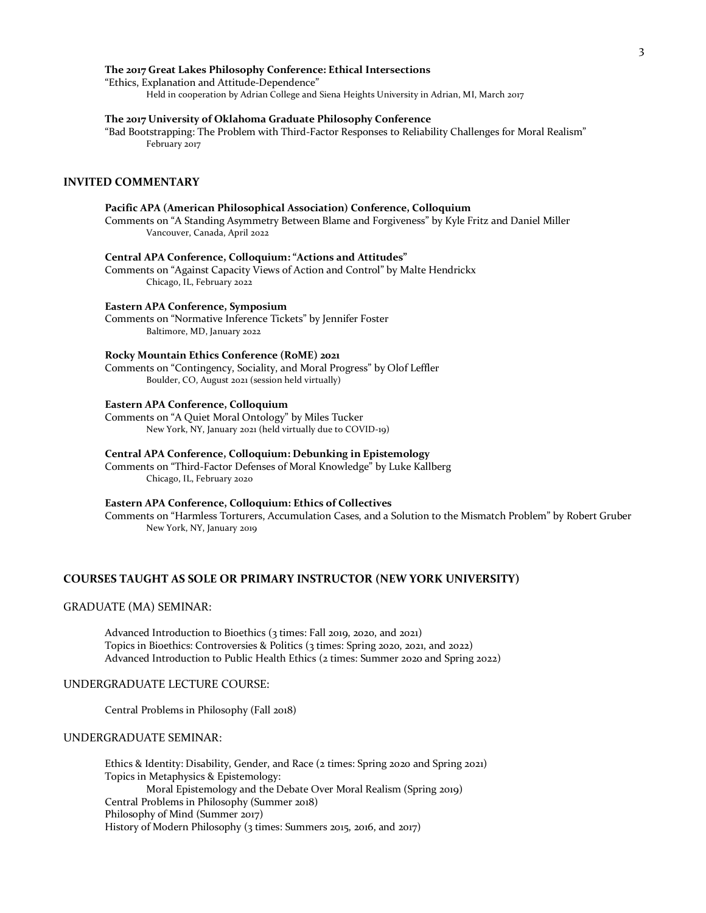**The 2017 Great Lakes Philosophy Conference: Ethical Intersections**
"Ethics, Explanation and Attitude-Dependence"
Held in cooperation by Adrian College and Siena Heights University in Adrian, MI, March 2017

**The 2017 University of Oklahoma Graduate Philosophy Conference**
"Bad Bootstrapping: The Problem with Third-Factor Responses to Reliability Challenges for Moral Realism"
February 2017

## INVITED COMMENTARY

**Pacific APA (American Philosophical Association) Conference, Colloquium**
Comments on "A Standing Asymmetry Between Blame and Forgiveness" by Kyle Fritz and Daniel Miller
Vancouver, Canada, April 2022

**Central APA Conference, Colloquium: "Actions and Attitudes"**
Comments on "Against Capacity Views of Action and Control" by Malte Hendrickx
Chicago, IL, February 2022

**Eastern APA Conference, Symposium**
Comments on "Normative Inference Tickets" by Jennifer Foster
Baltimore, MD, January 2022

**Rocky Mountain Ethics Conference (RoME) 2021**
Comments on "Contingency, Sociality, and Moral Progress" by Olof Leffler
Boulder, CO, August 2021 (session held virtually)

**Eastern APA Conference, Colloquium**
Comments on "A Quiet Moral Ontology" by Miles Tucker
New York, NY, January 2021 (held virtually due to COVID-19)

**Central APA Conference, Colloquium: Debunking in Epistemology**
Comments on "Third-Factor Defenses of Moral Knowledge" by Luke Kallberg
Chicago, IL, February 2020

**Eastern APA Conference, Colloquium: Ethics of Collectives**
Comments on "Harmless Torturers, Accumulation Cases, and a Solution to the Mismatch Problem" by Robert Gruber
New York, NY, January 2019

## COURSES TAUGHT AS SOLE OR PRIMARY INSTRUCTOR (NEW YORK UNIVERSITY)

### GRADUATE (MA) SEMINAR:

Advanced Introduction to Bioethics (3 times: Fall 2019, 2020, and 2021)
Topics in Bioethics: Controversies & Politics (3 times: Spring 2020, 2021, and 2022)
Advanced Introduction to Public Health Ethics (2 times: Summer 2020 and Spring 2022)

### UNDERGRADUATE LECTURE COURSE:

Central Problems in Philosophy (Fall 2018)

### UNDERGRADUATE SEMINAR:

Ethics & Identity: Disability, Gender, and Race (2 times: Spring 2020 and Spring 2021)
Topics in Metaphysics & Epistemology:
Moral Epistemology and the Debate Over Moral Realism (Spring 2019)
Central Problems in Philosophy (Summer 2018)
Philosophy of Mind (Summer 2017)
History of Modern Philosophy (3 times: Summers 2015, 2016, and 2017)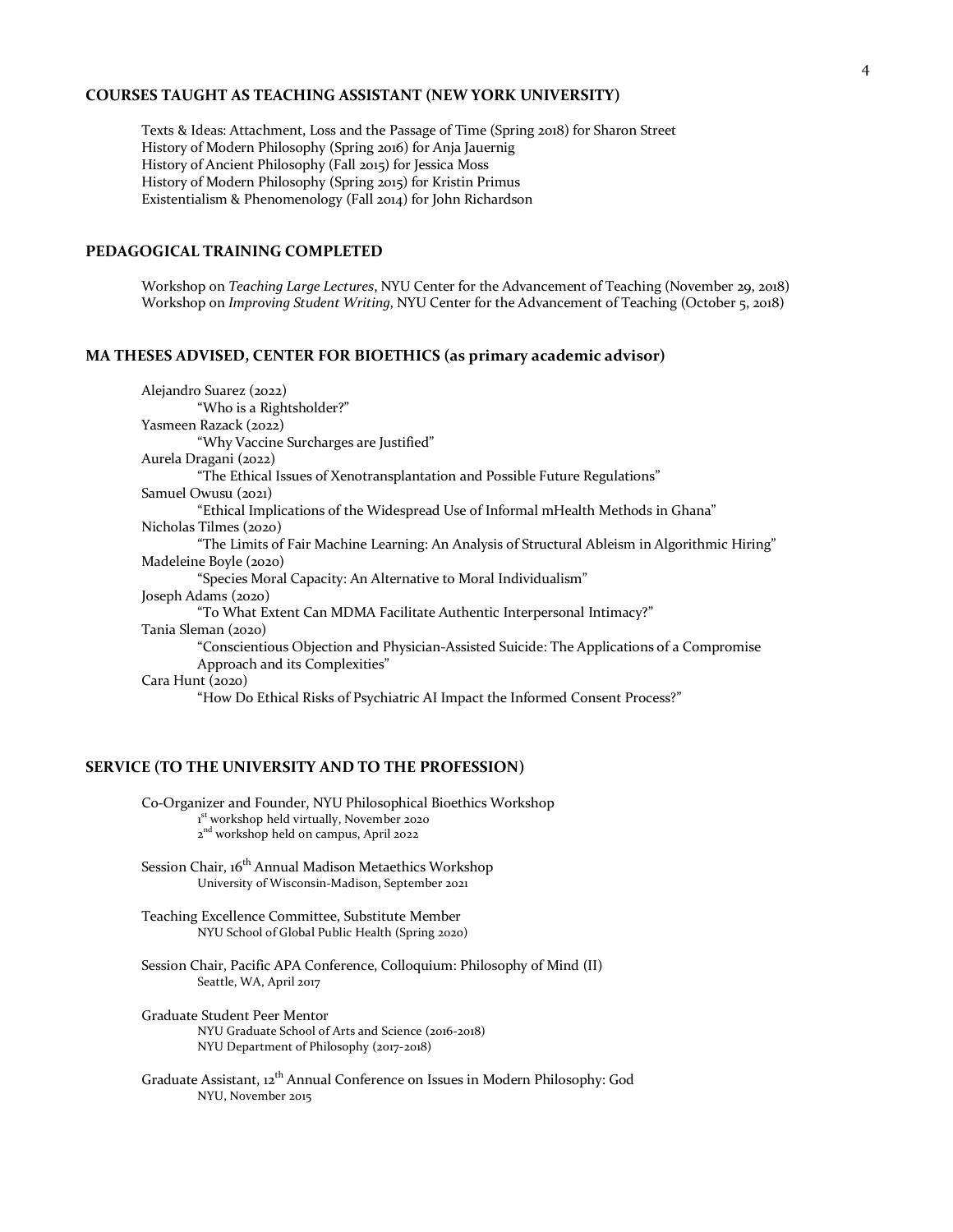## COURSES TAUGHT AS TEACHING ASSISTANT (NEW YORK UNIVERSITY)

Texts & Ideas: Attachment, Loss and the Passage of Time (Spring 2018) for Sharon Street
History of Modern Philosophy (Spring 2016) for Anja Jauernig
History of Ancient Philosophy (Fall 2015) for Jessica Moss
History of Modern Philosophy (Spring 2015) for Kristin Primus
Existentialism & Phenomenology (Fall 2014) for John Richardson

## PEDAGOGICAL TRAINING COMPLETED

Workshop on *Teaching Large Lectures*, NYU Center for the Advancement of Teaching (November 29, 2018)
Workshop on *Improving Student Writing*, NYU Center for the Advancement of Teaching (October 5, 2018)

## MA THESES ADVISED, CENTER FOR BIOETHICS (as primary academic advisor)

Alejandro Suarez (2022)
  "Who is a Rightsholder?"
Yasmeen Razack (2022)
  "Why Vaccine Surcharges are Justified"
Aurela Dragani (2022)
  "The Ethical Issues of Xenotransplantation and Possible Future Regulations"
Samuel Owusu (2021)
  "Ethical Implications of the Widespread Use of Informal mHealth Methods in Ghana"
Nicholas Tilmes (2020)
  "The Limits of Fair Machine Learning: An Analysis of Structural Ableism in Algorithmic Hiring"
Madeleine Boyle (2020)
  "Species Moral Capacity: An Alternative to Moral Individualism"
Joseph Adams (2020)
  "To What Extent Can MDMA Facilitate Authentic Interpersonal Intimacy?"
Tania Sleman (2020)
  "Conscientious Objection and Physician-Assisted Suicide: The Applications of a Compromise Approach and its Complexities"
Cara Hunt (2020)
  "How Do Ethical Risks of Psychiatric AI Impact the Informed Consent Process?"

## SERVICE (TO THE UNIVERSITY AND TO THE PROFESSION)

Co-Organizer and Founder, NYU Philosophical Bioethics Workshop
  1st workshop held virtually, November 2020
  2nd workshop held on campus, April 2022

Session Chair, 16th Annual Madison Metaethics Workshop
  University of Wisconsin-Madison, September 2021

Teaching Excellence Committee, Substitute Member
  NYU School of Global Public Health (Spring 2020)

Session Chair, Pacific APA Conference, Colloquium: Philosophy of Mind (II)
  Seattle, WA, April 2017

Graduate Student Peer Mentor
  NYU Graduate School of Arts and Science (2016-2018)
  NYU Department of Philosophy (2017-2018)

Graduate Assistant, 12th Annual Conference on Issues in Modern Philosophy: God
  NYU, November 2015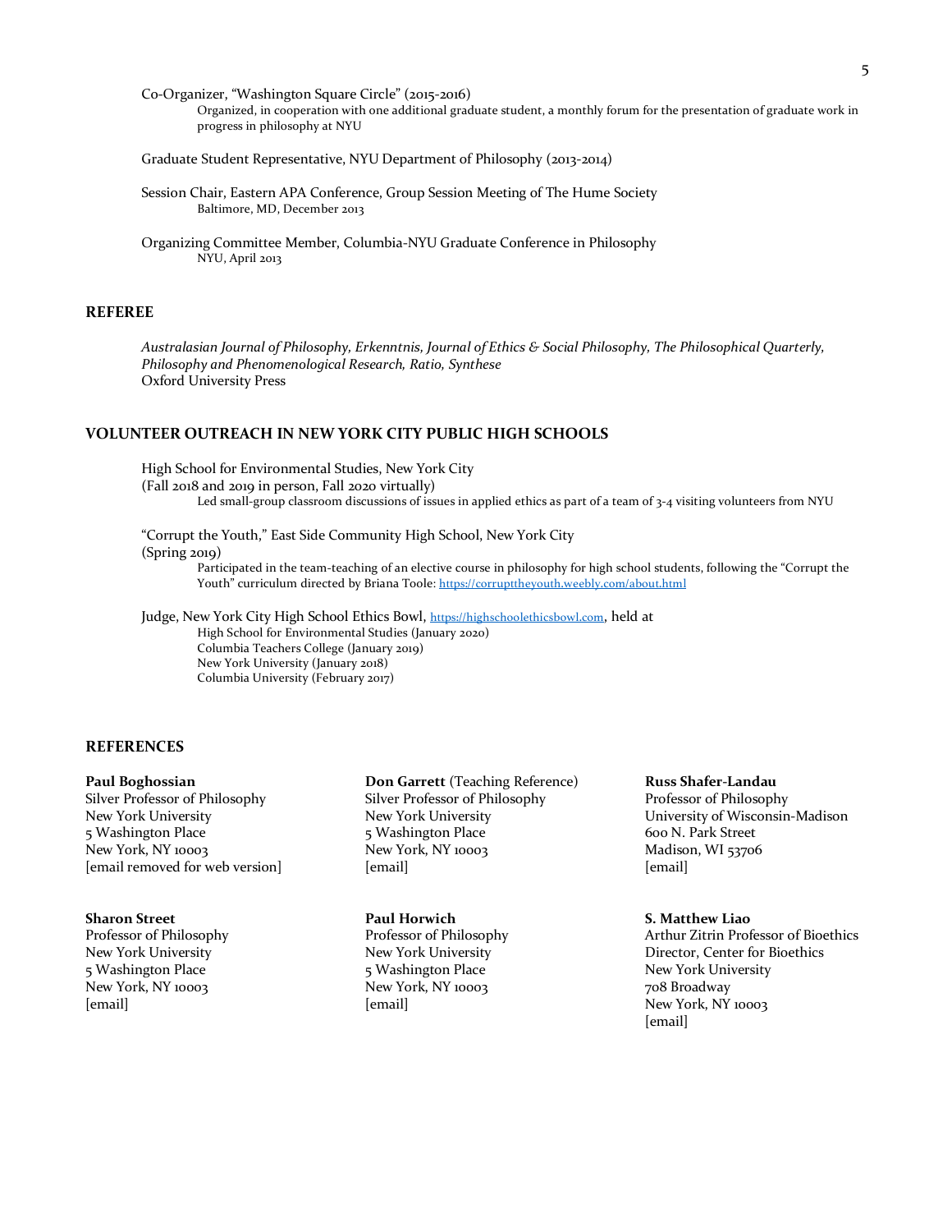Co-Organizer, "Washington Square Circle" (2015-2016)

Organized, in cooperation with one additional graduate student, a monthly forum for the presentation of graduate work in progress in philosophy at NYU

Graduate Student Representative, NYU Department of Philosophy (2013-2014)

Session Chair, Eastern APA Conference, Group Session Meeting of The Hume Society

Baltimore, MD, December 2013

Organizing Committee Member, Columbia-NYU Graduate Conference in Philosophy

NYU, April 2013

## REFEREE

*Australasian Journal of Philosophy, Erkenntnis, Journal of Ethics & Social Philosophy, The Philosophical Quarterly, Philosophy and Phenomenological Research, Ratio, Synthese*

Oxford University Press

## VOLUNTEER OUTREACH IN NEW YORK CITY PUBLIC HIGH SCHOOLS

High School for Environmental Studies, New York City

(Fall 2018 and 2019 in person, Fall 2020 virtually)

Led small-group classroom discussions of issues in applied ethics as part of a team of 3-4 visiting volunteers from NYU

"Corrupt the Youth," East Side Community High School, New York City

(Spring 2019)

Participated in the team-teaching of an elective course in philosophy for high school students, following the "Corrupt the Youth" curriculum directed by Briana Toole: https://corrupttheyouth.weebly.com/about.html

Judge, New York City High School Ethics Bowl, https://highschoolethicsbowl.com, held at

High School for Environmental Studies (January 2020)
Columbia Teachers College (January 2019)
New York University (January 2018)
Columbia University (February 2017)

## REFERENCES

**Paul Boghossian**
Silver Professor of Philosophy
New York University
5 Washington Place
New York, NY 10003
[email removed for web version]

**Don Garrett** (Teaching Reference)
Silver Professor of Philosophy
New York University
5 Washington Place
New York, NY 10003
[email]

**Russ Shafer-Landau**
Professor of Philosophy
University of Wisconsin-Madison
600 N. Park Street
Madison, WI 53706
[email]

**Sharon Street**
Professor of Philosophy
New York University
5 Washington Place
New York, NY 10003
[email]

**Paul Horwich**
Professor of Philosophy
New York University
5 Washington Place
New York, NY 10003
[email]

**S. Matthew Liao**
Arthur Zitrin Professor of Bioethics
Director, Center for Bioethics
New York University
708 Broadway
New York, NY 10003
[email]